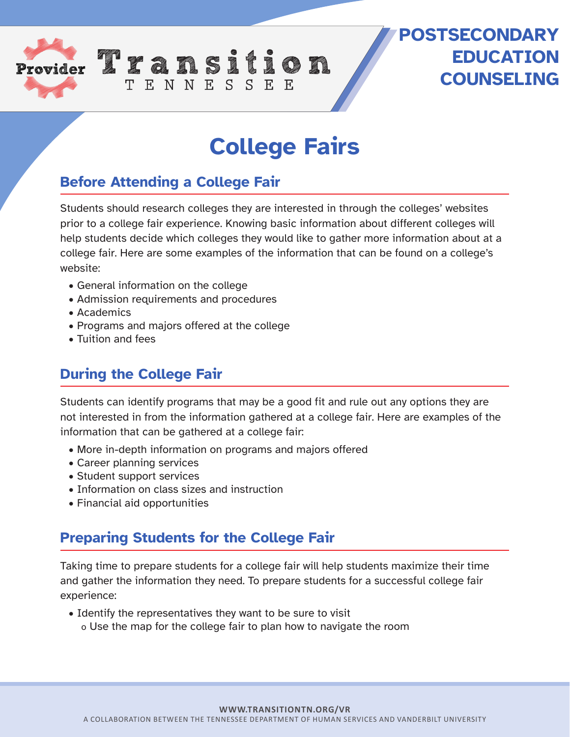Provider Transition TENNESSEE

**POSTSECONDARY EDUCATION COUNSELING**

# College Fairs

## Before Attending a College Fair

Students should research colleges they are interested in through the colleges' websites prior to a college fair experience. Knowing basic information about different colleges will help students decide which colleges they would like to gather more information about at a college fair. Here are some examples of the information that can be found on a college's website:

- General information on the college
- Admission requirements and procedures
- Academics
- Programs and majors offered at the college
- Tuition and fees

## During the College Fair

Students can identify programs that may be a good fit and rule out any options they are not interested in from the information gathered at a college fair. Here are examples of the information that can be gathered at a college fair:

- More in-depth information on programs and majors offered
- Career planning services
- Student support services
- Information on class sizes and instruction
- Financial aid opportunities

## Preparing Students for the College Fair

Taking time to prepare students for a college fair will help students maximize their time and gather the information they need. To prepare students for a successful college fair experience:

- Identify the representatives they want to be sure to visit
  - Use the map for the college fair to plan how to navigate the room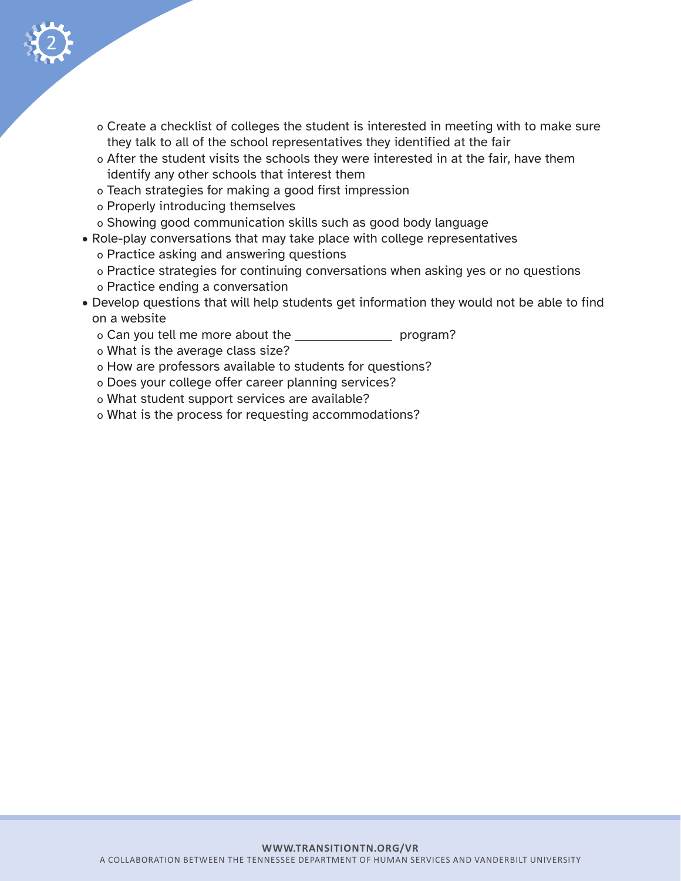- Create a checklist of colleges the student is interested in meeting with to make sure they talk to all of the school representatives they identified at the fair
  - After the student visits the schools they were interested in at the fair, have them identify any other schools that interest them
  - Teach strategies for making a good first impression
  - Properly introducing themselves
  - Showing good communication skills such as good body language
- Role-play conversations that may take place with college representatives
  - Practice asking and answering questions
  - Practice strategies for continuing conversations when asking yes or no questions
  - Practice ending a conversation
- Develop questions that will help students get information they would not be able to find on a website
  - Can you tell me more about the ______________ program?
  - What is the average class size?
  - How are professors available to students for questions?
  - Does your college offer career planning services?
  - What student support services are available?
  - What is the process for requesting accommodations?